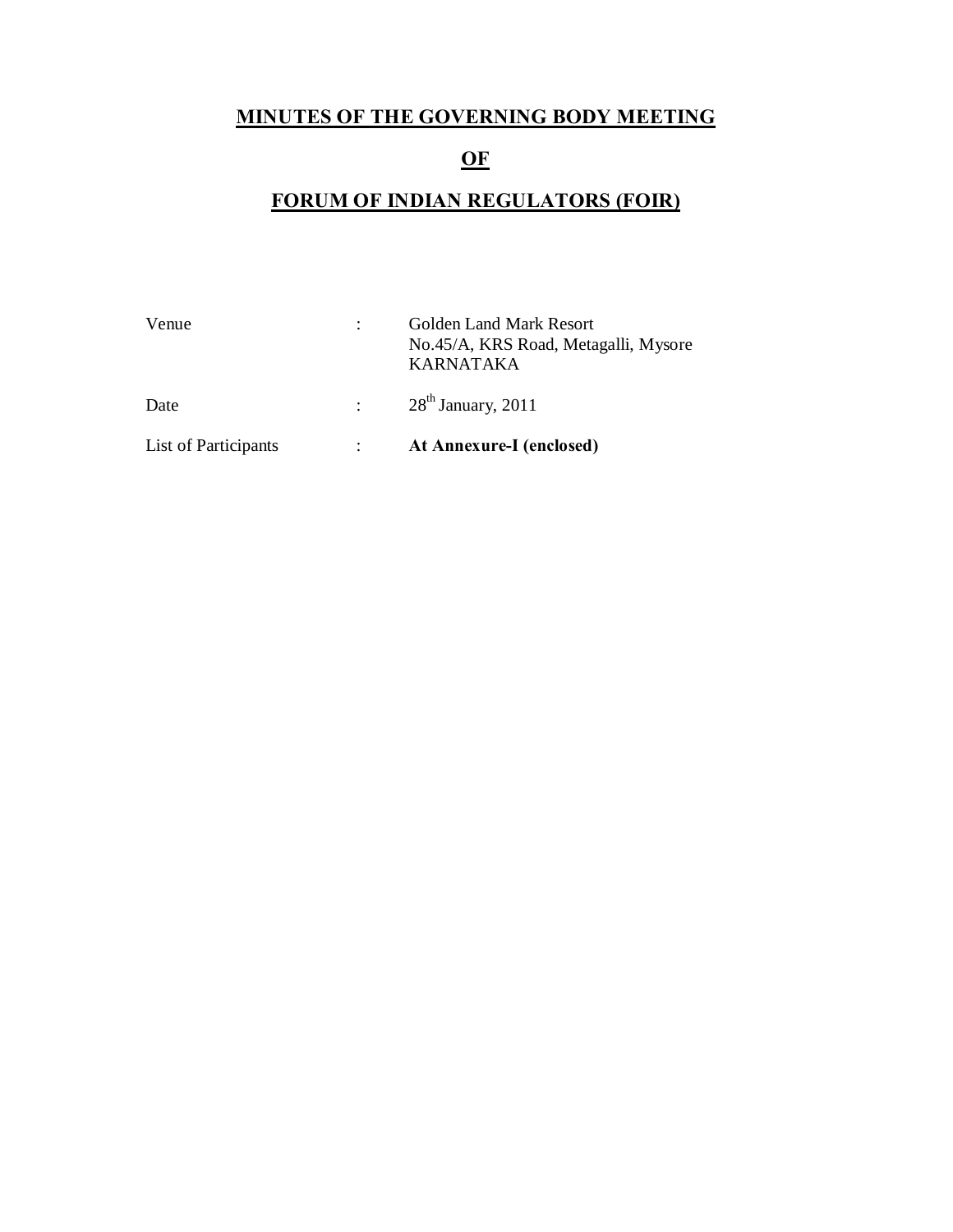# MINUTES OF THE GOVERNING BODY MEETING

# OF

# FORUM OF INDIAN REGULATORS (FOIR)

| | | |
|---|---|---|
| Venue | : | Golden Land Mark Resort<br>No.45/A, KRS Road, Metagalli, Mysore<br>KARNATAKA |
| Date | : | 28th January, 2011 |
| List of Participants | : | **At Annexure-I (enclosed)** |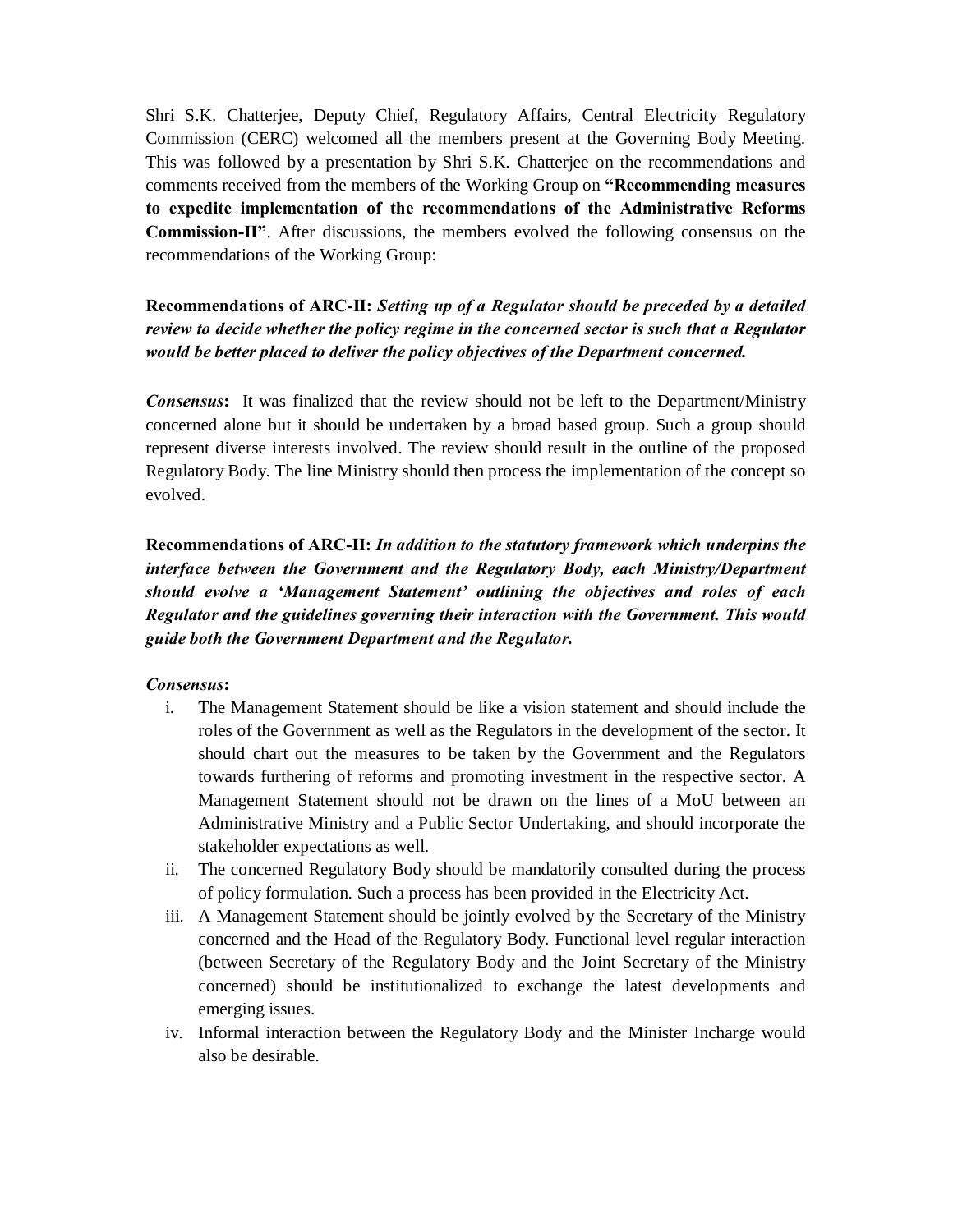Shri S.K. Chatterjee, Deputy Chief, Regulatory Affairs, Central Electricity Regulatory Commission (CERC) welcomed all the members present at the Governing Body Meeting. This was followed by a presentation by Shri S.K. Chatterjee on the recommendations and comments received from the members of the Working Group on **"Recommending measures to expedite implementation of the recommendations of the Administrative Reforms Commission-II"**. After discussions, the members evolved the following consensus on the recommendations of the Working Group:

**Recommendations of ARC-II:** ***Setting up of a Regulator should be preceded by a detailed review to decide whether the policy regime in the concerned sector is such that a Regulator would be better placed to deliver the policy objectives of the Department concerned.***

***Consensus*****:** It was finalized that the review should not be left to the Department/Ministry concerned alone but it should be undertaken by a broad based group. Such a group should represent diverse interests involved. The review should result in the outline of the proposed Regulatory Body. The line Ministry should then process the implementation of the concept so evolved.

**Recommendations of ARC-II:** ***In addition to the statutory framework which underpins the interface between the Government and the Regulatory Body, each Ministry/Department should evolve a 'Management Statement' outlining the objectives and roles of each Regulator and the guidelines governing their interaction with the Government. This would guide both the Government Department and the Regulator.***

***Consensus*****:**

i. The Management Statement should be like a vision statement and should include the roles of the Government as well as the Regulators in the development of the sector. It should chart out the measures to be taken by the Government and the Regulators towards furthering of reforms and promoting investment in the respective sector. A Management Statement should not be drawn on the lines of a MoU between an Administrative Ministry and a Public Sector Undertaking, and should incorporate the stakeholder expectations as well.
ii. The concerned Regulatory Body should be mandatorily consulted during the process of policy formulation. Such a process has been provided in the Electricity Act.
iii. A Management Statement should be jointly evolved by the Secretary of the Ministry concerned and the Head of the Regulatory Body. Functional level regular interaction (between Secretary of the Regulatory Body and the Joint Secretary of the Ministry concerned) should be institutionalized to exchange the latest developments and emerging issues.
iv. Informal interaction between the Regulatory Body and the Minister Incharge would also be desirable.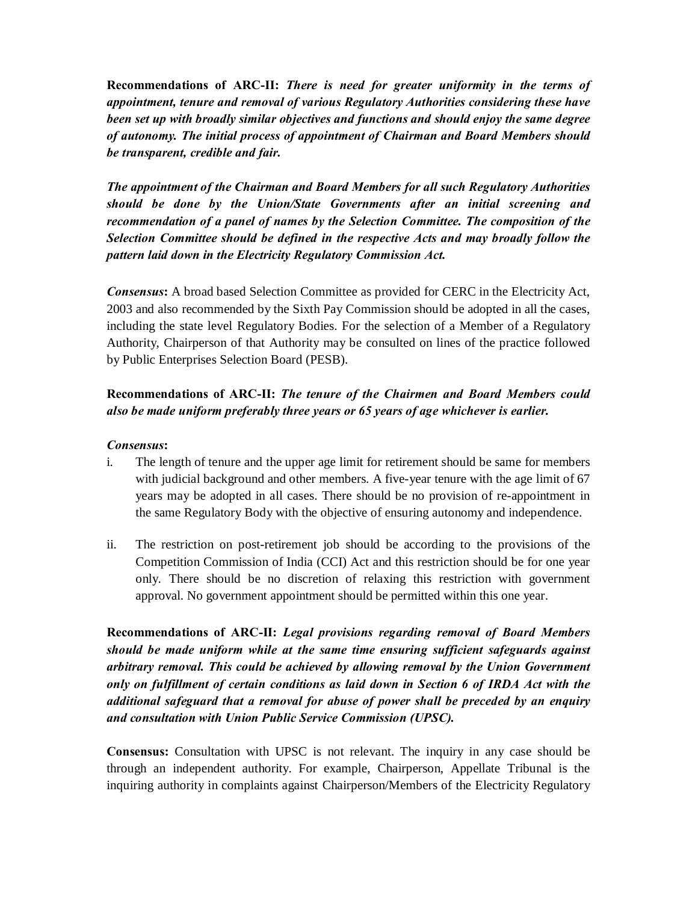**Recommendations of ARC-II:** ***There is need for greater uniformity in the terms of appointment, tenure and removal of various Regulatory Authorities considering these have been set up with broadly similar objectives and functions and should enjoy the same degree of autonomy. The initial process of appointment of Chairman and Board Members should be transparent, credible and fair.***

***The appointment of the Chairman and Board Members for all such Regulatory Authorities should be done by the Union/State Governments after an initial screening and recommendation of a panel of names by the Selection Committee. The composition of the Selection Committee should be defined in the respective Acts and may broadly follow the pattern laid down in the Electricity Regulatory Commission Act.***

***Consensus*:** A broad based Selection Committee as provided for CERC in the Electricity Act, 2003 and also recommended by the Sixth Pay Commission should be adopted in all the cases, including the state level Regulatory Bodies. For the selection of a Member of a Regulatory Authority, Chairperson of that Authority may be consulted on lines of the practice followed by Public Enterprises Selection Board (PESB).

**Recommendations of ARC-II:** ***The tenure of the Chairmen and Board Members could also be made uniform preferably three years or 65 years of age whichever is earlier.***

***Consensus*:**

i. The length of tenure and the upper age limit for retirement should be same for members with judicial background and other members. A five-year tenure with the age limit of 67 years may be adopted in all cases. There should be no provision of re-appointment in the same Regulatory Body with the objective of ensuring autonomy and independence.

ii. The restriction on post-retirement job should be according to the provisions of the Competition Commission of India (CCI) Act and this restriction should be for one year only. There should be no discretion of relaxing this restriction with government approval. No government appointment should be permitted within this one year.

**Recommendations of ARC-II:** ***Legal provisions regarding removal of Board Members should be made uniform while at the same time ensuring sufficient safeguards against arbitrary removal. This could be achieved by allowing removal by the Union Government only on fulfillment of certain conditions as laid down in Section 6 of IRDA Act with the additional safeguard that a removal for abuse of power shall be preceded by an enquiry and consultation with Union Public Service Commission (UPSC).***

**Consensus:** Consultation with UPSC is not relevant. The inquiry in any case should be through an independent authority. For example, Chairperson, Appellate Tribunal is the inquiring authority in complaints against Chairperson/Members of the Electricity Regulatory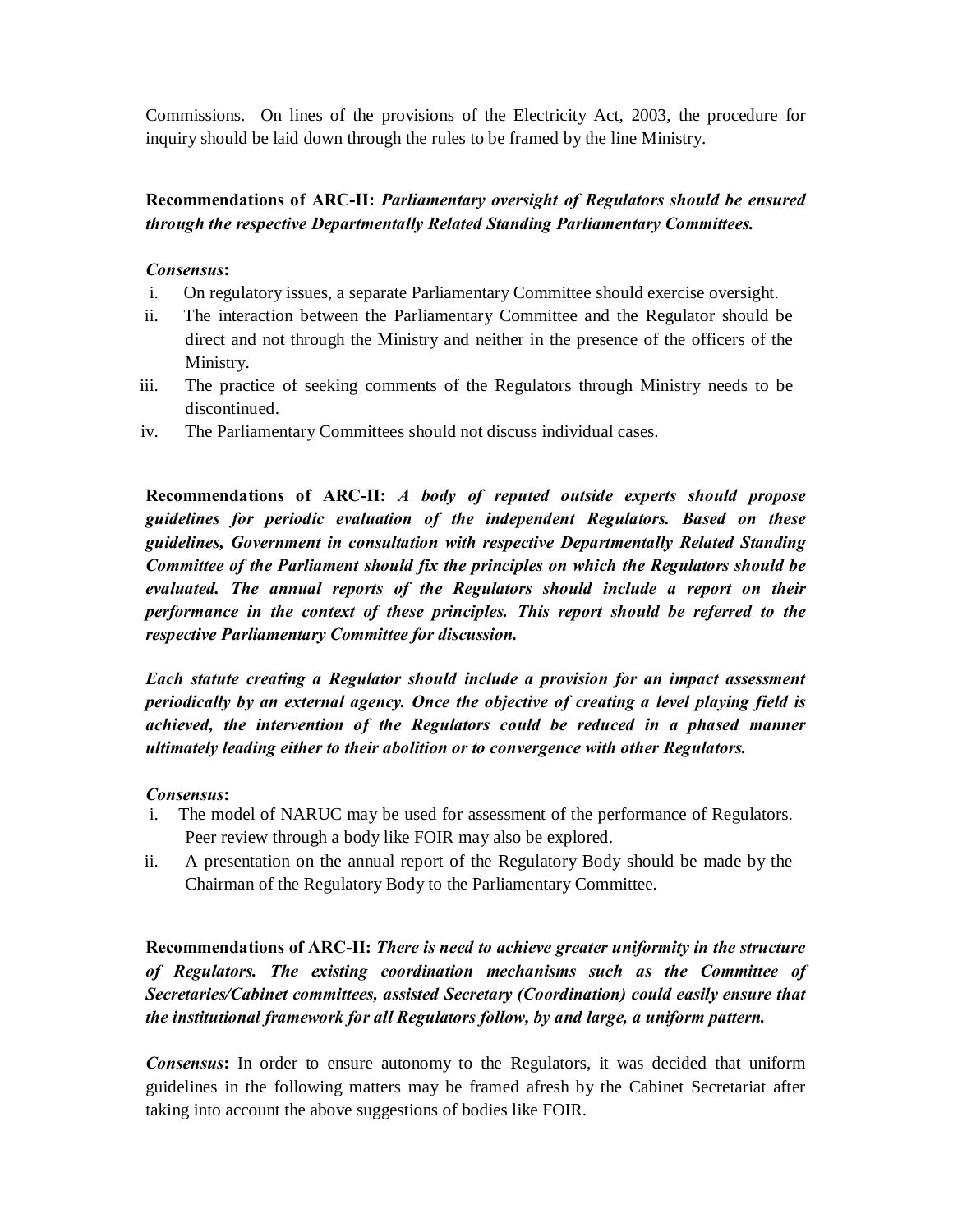Commissions. On lines of the provisions of the Electricity Act, 2003, the procedure for inquiry should be laid down through the rules to be framed by the line Ministry.

**Recommendations of ARC-II:** ***Parliamentary oversight of Regulators should be ensured through the respective Departmentally Related Standing Parliamentary Committees.***

***Consensus*:**

i. On regulatory issues, a separate Parliamentary Committee should exercise oversight.

ii. The interaction between the Parliamentary Committee and the Regulator should be direct and not through the Ministry and neither in the presence of the officers of the Ministry.

iii. The practice of seeking comments of the Regulators through Ministry needs to be discontinued.

iv. The Parliamentary Committees should not discuss individual cases.

**Recommendations of ARC-II:** ***A body of reputed outside experts should propose guidelines for periodic evaluation of the independent Regulators. Based on these guidelines, Government in consultation with respective Departmentally Related Standing Committee of the Parliament should fix the principles on which the Regulators should be evaluated. The annual reports of the Regulators should include a report on their performance in the context of these principles. This report should be referred to the respective Parliamentary Committee for discussion.***

***Each statute creating a Regulator should include a provision for an impact assessment periodically by an external agency. Once the objective of creating a level playing field is achieved, the intervention of the Regulators could be reduced in a phased manner ultimately leading either to their abolition or to convergence with other Regulators.***

***Consensus*:**

i. The model of NARUC may be used for assessment of the performance of Regulators. Peer review through a body like FOIR may also be explored.

ii. A presentation on the annual report of the Regulatory Body should be made by the Chairman of the Regulatory Body to the Parliamentary Committee.

**Recommendations of ARC-II:** ***There is need to achieve greater uniformity in the structure of Regulators. The existing coordination mechanisms such as the Committee of Secretaries/Cabinet committees, assisted Secretary (Coordination) could easily ensure that the institutional framework for all Regulators follow, by and large, a uniform pattern.***

***Consensus*:** In order to ensure autonomy to the Regulators, it was decided that uniform guidelines in the following matters may be framed afresh by the Cabinet Secretariat after taking into account the above suggestions of bodies like FOIR.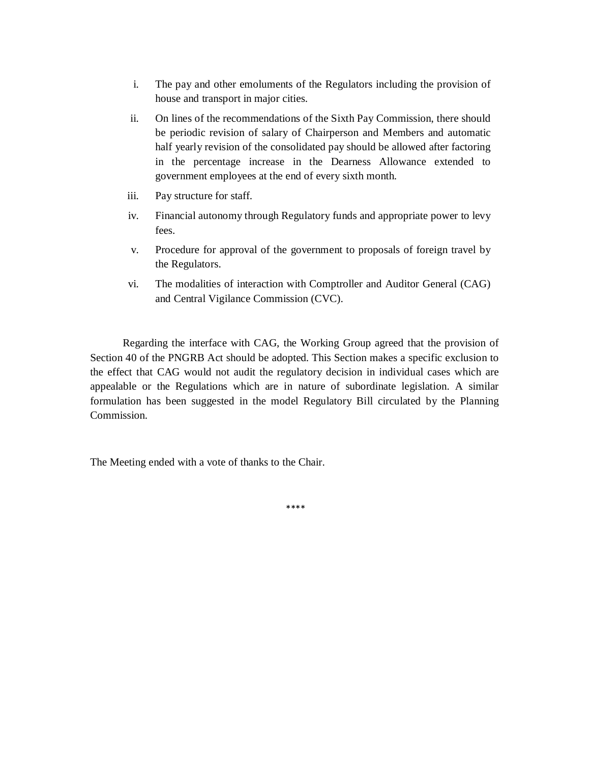i. The pay and other emoluments of the Regulators including the provision of house and transport in major cities.

ii. On lines of the recommendations of the Sixth Pay Commission, there should be periodic revision of salary of Chairperson and Members and automatic half yearly revision of the consolidated pay should be allowed after factoring in the percentage increase in the Dearness Allowance extended to government employees at the end of every sixth month.

iii. Pay structure for staff.

iv. Financial autonomy through Regulatory funds and appropriate power to levy fees.

v. Procedure for approval of the government to proposals of foreign travel by the Regulators.

vi. The modalities of interaction with Comptroller and Auditor General (CAG) and Central Vigilance Commission (CVC).

Regarding the interface with CAG, the Working Group agreed that the provision of Section 40 of the PNGRB Act should be adopted. This Section makes a specific exclusion to the effect that CAG would not audit the regulatory decision in individual cases which are appealable or the Regulations which are in nature of subordinate legislation. A similar formulation has been suggested in the model Regulatory Bill circulated by the Planning Commission.

The Meeting ended with a vote of thanks to the Chair.

****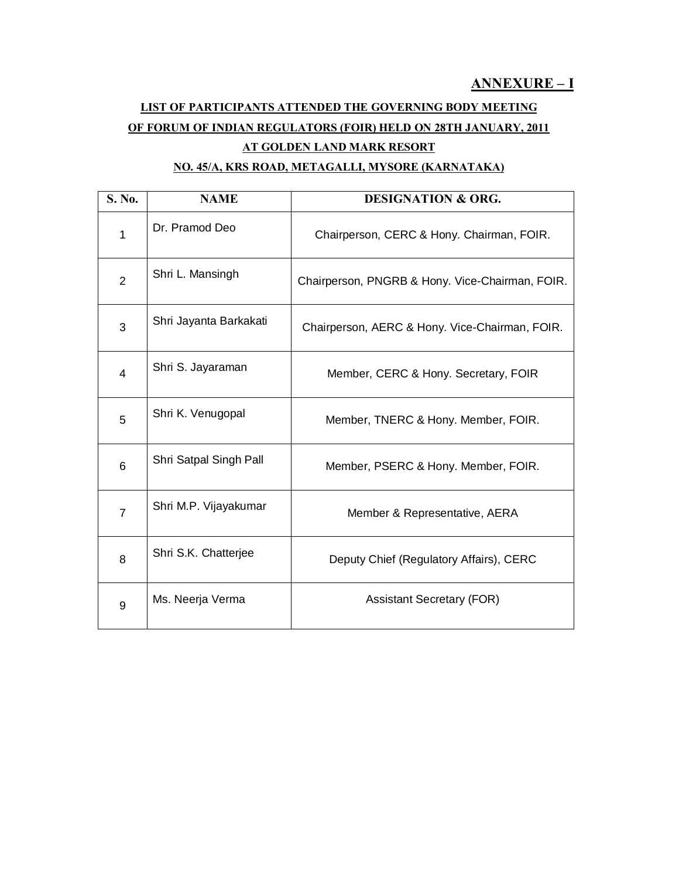**ANNEXURE – I**

**LIST OF PARTICIPANTS ATTENDED THE GOVERNING BODY MEETING OF FORUM OF INDIAN REGULATORS (FOIR) HELD ON 28TH JANUARY, 2011 AT GOLDEN LAND MARK RESORT NO. 45/A, KRS ROAD, METAGALLI, MYSORE (KARNATAKA)**

| S. No. | NAME | DESIGNATION & ORG. |
|---|---|---|
| 1 | Dr. Pramod Deo | Chairperson, CERC & Hony. Chairman, FOIR. |
| 2 | Shri L. Mansingh | Chairperson, PNGRB & Hony. Vice-Chairman, FOIR. |
| 3 | Shri Jayanta Barkakati | Chairperson, AERC & Hony. Vice-Chairman, FOIR. |
| 4 | Shri S. Jayaraman | Member, CERC & Hony. Secretary, FOIR |
| 5 | Shri K. Venugopal | Member, TNERC & Hony. Member, FOIR. |
| 6 | Shri Satpal Singh Pall | Member, PSERC & Hony. Member, FOIR. |
| 7 | Shri M.P. Vijayakumar | Member & Representative, AERA |
| 8 | Shri S.K. Chatterjee | Deputy Chief (Regulatory Affairs), CERC |
| 9 | Ms. Neerja Verma | Assistant Secretary (FOR) |